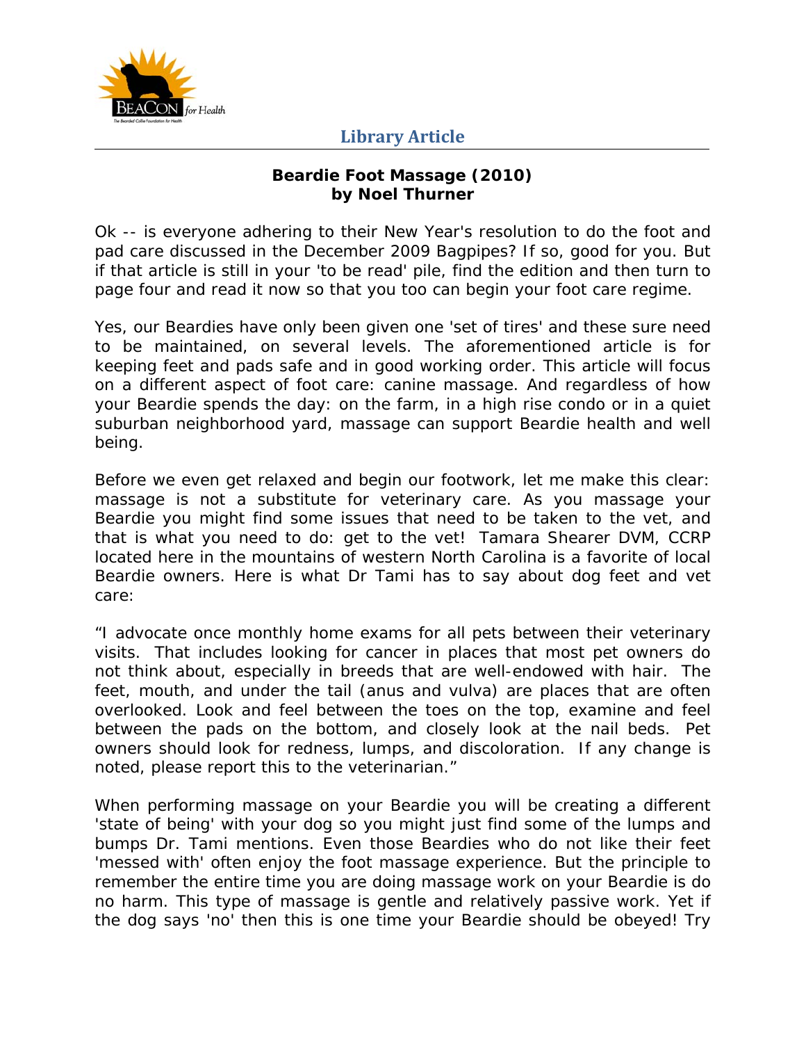Library Article

**Beardie Foot Massage (2010)**
**by Noel Thurner**

Ok -- is everyone adhering to their New Year's resolution to do the foot and pad care discussed in the December 2009 Bagpipes? If so, good for you. But if that article is still in your 'to be read' pile, find the edition and then turn to page four and read it now so that you too can begin your foot care regime.

Yes, our Beardies have only been given one 'set of tires' and these sure need to be maintained, on several levels. The aforementioned article is for keeping feet and pads safe and in good working order. This article will focus on a different aspect of foot care: canine massage. And regardless of how your Beardie spends the day: on the farm, in a high rise condo or in a quiet suburban neighborhood yard, massage can support Beardie health and well being.

Before we even get relaxed and begin our footwork, let me make this clear: massage is not a substitute for veterinary care. As you massage your Beardie you might find some issues that need to be taken to the vet, and that is what you need to do: get to the vet! Tamara Shearer DVM, CCRP located here in the mountains of western North Carolina is a favorite of local Beardie owners. Here is what Dr Tami has to say about dog feet and vet care:

"I advocate once monthly home exams for all pets between their veterinary visits. That includes looking for cancer in places that most pet owners do not think about, especially in breeds that are well-endowed with hair. The feet, mouth, and under the tail (anus and vulva) are places that are often overlooked. Look and feel between the toes on the top, examine and feel between the pads on the bottom, and closely look at the nail beds. Pet owners should look for redness, lumps, and discoloration. If any change is noted, please report this to the veterinarian."

When performing massage on your Beardie you will be creating a different 'state of being' with your dog so you might just find some of the lumps and bumps Dr. Tami mentions. Even those Beardies who do not like their feet 'messed with' often enjoy the foot massage experience. But the principle to remember the entire time you are doing massage work on your Beardie is do no harm. This type of massage is gentle and relatively passive work. Yet if the dog says 'no' then this is one time your Beardie should be obeyed! Try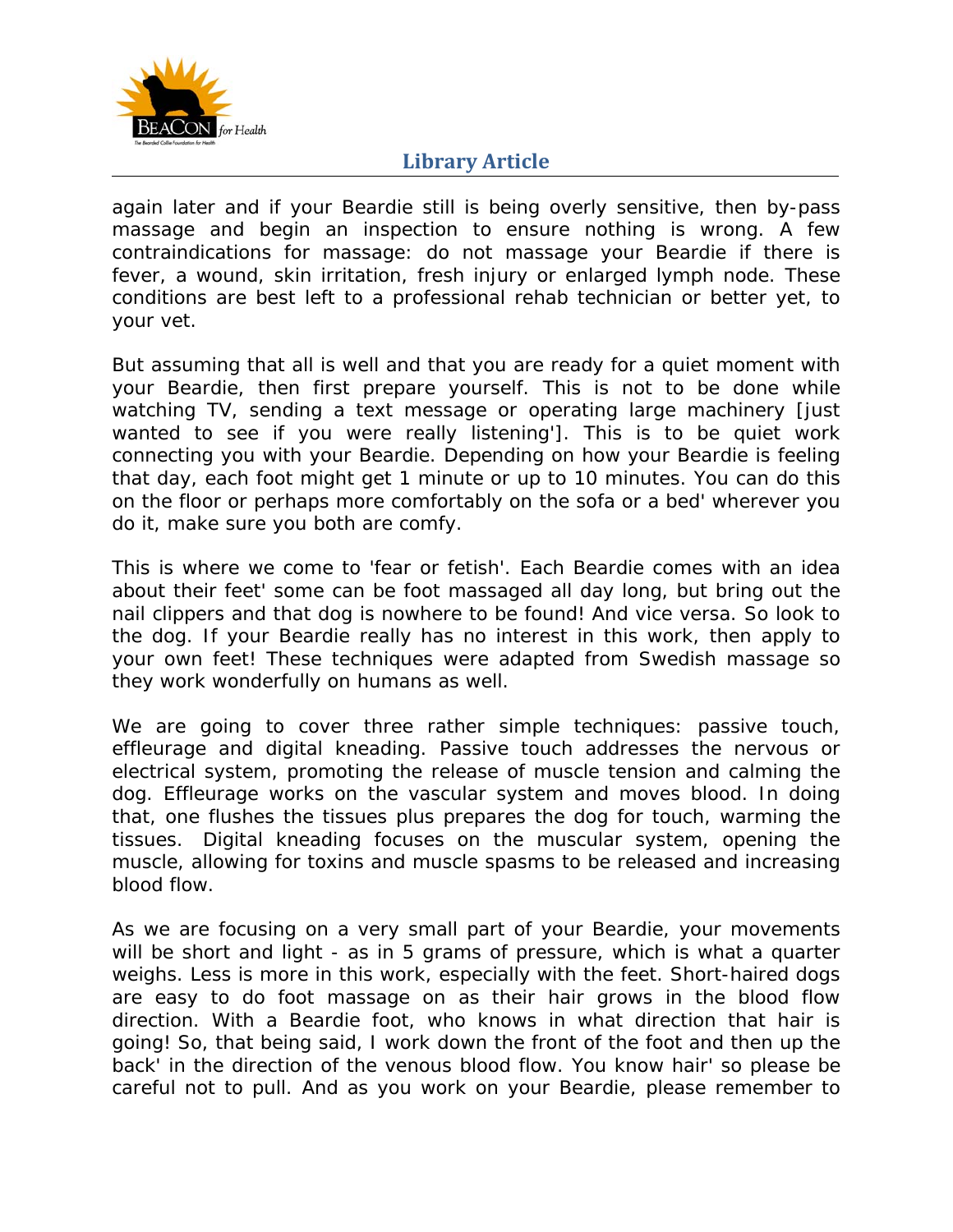again later and if your Beardie still is being overly sensitive, then by-pass massage and begin an inspection to ensure nothing is wrong. A few contraindications for massage: do not massage your Beardie if there is fever, a wound, skin irritation, fresh injury or enlarged lymph node. These conditions are best left to a professional rehab technician or better yet, to your vet.

But assuming that all is well and that you are ready for a quiet moment with your Beardie, then first prepare yourself. This is not to be done while watching TV, sending a text message or operating large machinery [just wanted to see if you were really listening']. This is to be quiet work connecting you with your Beardie. Depending on how your Beardie is feeling that day, each foot might get 1 minute or up to 10 minutes. You can do this on the floor or perhaps more comfortably on the sofa or a bed' wherever you do it, make sure you both are comfy.

This is where we come to 'fear or fetish'. Each Beardie comes with an idea about their feet' some can be foot massaged all day long, but bring out the nail clippers and that dog is nowhere to be found! And vice versa. So look to the dog. If your Beardie really has no interest in this work, then apply to your own feet! These techniques were adapted from Swedish massage so they work wonderfully on humans as well.

We are going to cover three rather simple techniques: passive touch, effleurage and digital kneading. Passive touch addresses the nervous or electrical system, promoting the release of muscle tension and calming the dog. Effleurage works on the vascular system and moves blood. In doing that, one flushes the tissues plus prepares the dog for touch, warming the tissues. Digital kneading focuses on the muscular system, opening the muscle, allowing for toxins and muscle spasms to be released and increasing blood flow.

As we are focusing on a very small part of your Beardie, your movements will be short and light - as in 5 grams of pressure, which is what a quarter weighs. Less is more in this work, especially with the feet. Short-haired dogs are easy to do foot massage on as their hair grows in the blood flow direction. With a Beardie foot, who knows in what direction that hair is going! So, that being said, I work down the front of the foot and then up the back' in the direction of the venous blood flow. You know hair' so please be careful not to pull. And as you work on your Beardie, please remember to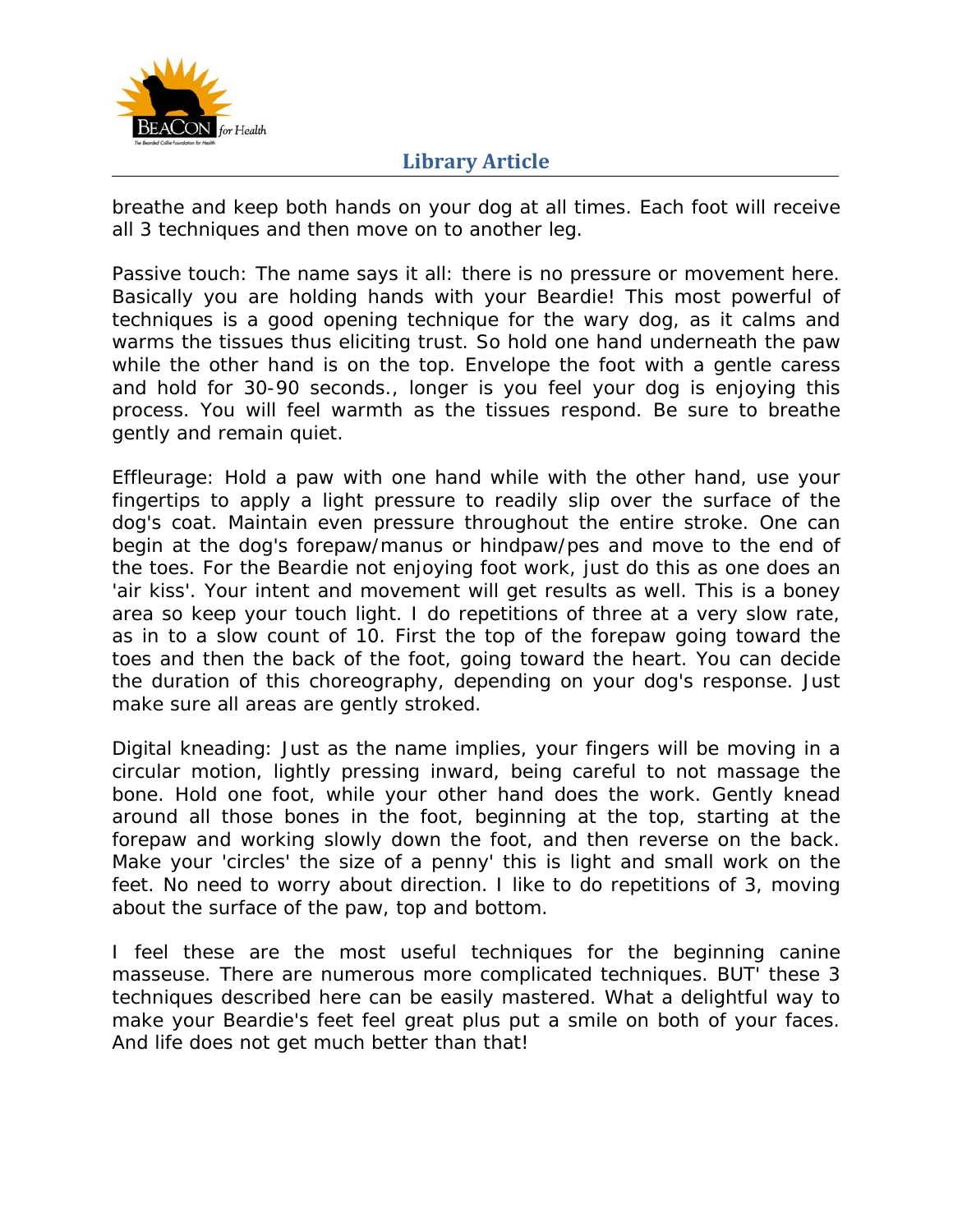breathe and keep both hands on your dog at all times. Each foot will receive all 3 techniques and then move on to another leg.

Passive touch: The name says it all: there is no pressure or movement here. Basically you are holding hands with your Beardie! This most powerful of techniques is a good opening technique for the wary dog, as it calms and warms the tissues thus eliciting trust. So hold one hand underneath the paw while the other hand is on the top. Envelope the foot with a gentle caress and hold for 30-90 seconds., longer is you feel your dog is enjoying this process. You will feel warmth as the tissues respond. Be sure to breathe gently and remain quiet.

Effleurage: Hold a paw with one hand while with the other hand, use your fingertips to apply a light pressure to readily slip over the surface of the dog's coat. Maintain even pressure throughout the entire stroke. One can begin at the dog's forepaw/manus or hindpaw/pes and move to the end of the toes. For the Beardie not enjoying foot work, just do this as one does an 'air kiss'. Your intent and movement will get results as well. This is a boney area so keep your touch light. I do repetitions of three at a very slow rate, as in to a slow count of 10. First the top of the forepaw going toward the toes and then the back of the foot, going toward the heart. You can decide the duration of this choreography, depending on your dog's response. Just make sure all areas are gently stroked.

Digital kneading: Just as the name implies, your fingers will be moving in a circular motion, lightly pressing inward, being careful to not massage the bone. Hold one foot, while your other hand does the work. Gently knead around all those bones in the foot, beginning at the top, starting at the forepaw and working slowly down the foot, and then reverse on the back. Make your 'circles' the size of a penny' this is light and small work on the feet. No need to worry about direction. I like to do repetitions of 3, moving about the surface of the paw, top and bottom.

I feel these are the most useful techniques for the beginning canine masseuse. There are numerous more complicated techniques. BUT' these 3 techniques described here can be easily mastered. What a delightful way to make your Beardie's feet feel great plus put a smile on both of your faces. And life does not get much better than that!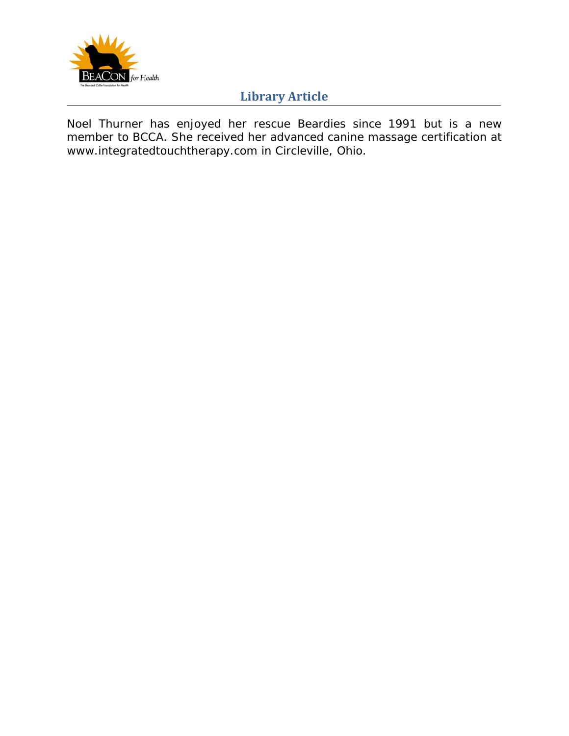Noel Thurner has enjoyed her rescue Beardies since 1991 but is a new member to BCCA. She received her advanced canine massage certification at www.integratedtouchtherapy.com in Circleville, Ohio.